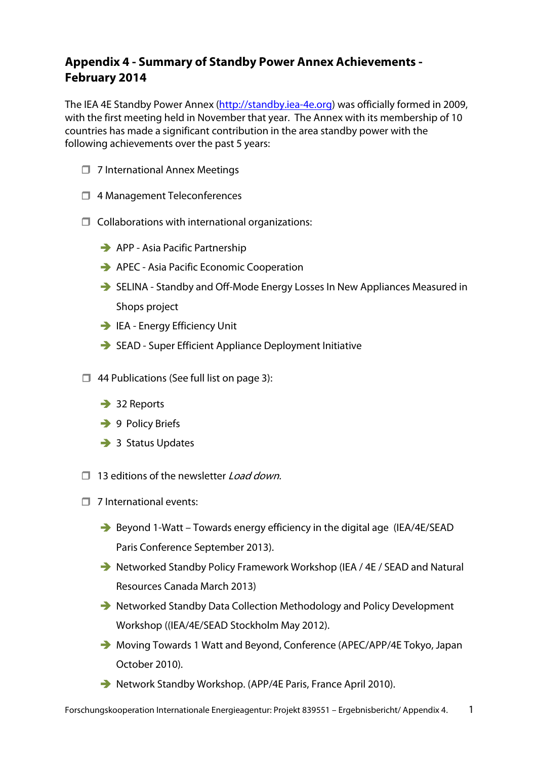## Appendix 4 - Summary of Standby Power Annex Achievements - February 2014

The IEA 4E Standby Power Annex (http://standby.iea-4e.org) was officially formed in 2009, with the first meeting held in November that year. The Annex with its membership of 10 countries has made a significant contribution in the area standby power with the following achievements over the past 5 years:

- 7 International Annex Meetings
- 4 Management Teleconferences
- Collaborations with international organizations:
  - APP - Asia Pacific Partnership
  - APEC - Asia Pacific Economic Cooperation
  - SELINA - Standby and Off-Mode Energy Losses In New Appliances Measured in Shops project
  - IEA - Energy Efficiency Unit
  - SEAD - Super Efficient Appliance Deployment Initiative
- 44 Publications (See full list on page 3):
  - 32 Reports
  - 9 Policy Briefs
  - 3 Status Updates
- 13 editions of the newsletter *Load down.*
- 7 International events:
  - Beyond 1-Watt – Towards energy efficiency in the digital age (IEA/4E/SEAD Paris Conference September 2013).
  - Networked Standby Policy Framework Workshop (IEA / 4E / SEAD and Natural Resources Canada March 2013)
  - Networked Standby Data Collection Methodology and Policy Development Workshop ((IEA/4E/SEAD Stockholm May 2012).
  - Moving Towards 1 Watt and Beyond, Conference (APEC/APP/4E Tokyo, Japan October 2010).
  - Network Standby Workshop. (APP/4E Paris, France April 2010).

Forschungskooperation Internationale Energieagentur: Projekt 839551 – Ergebnisbericht/ Appendix 4.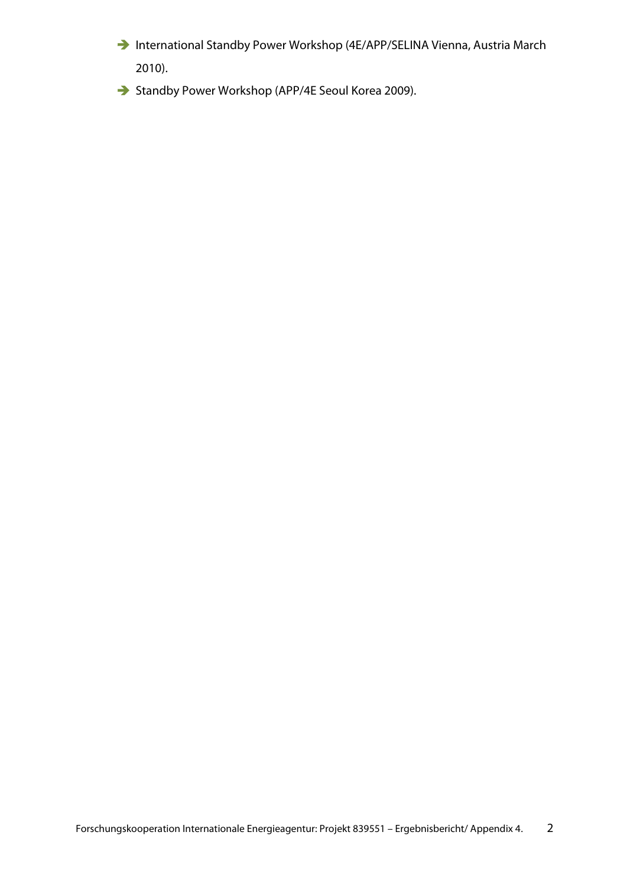- International Standby Power Workshop (4E/APP/SELINA Vienna, Austria March 2010).
- Standby Power Workshop (APP/4E Seoul Korea 2009).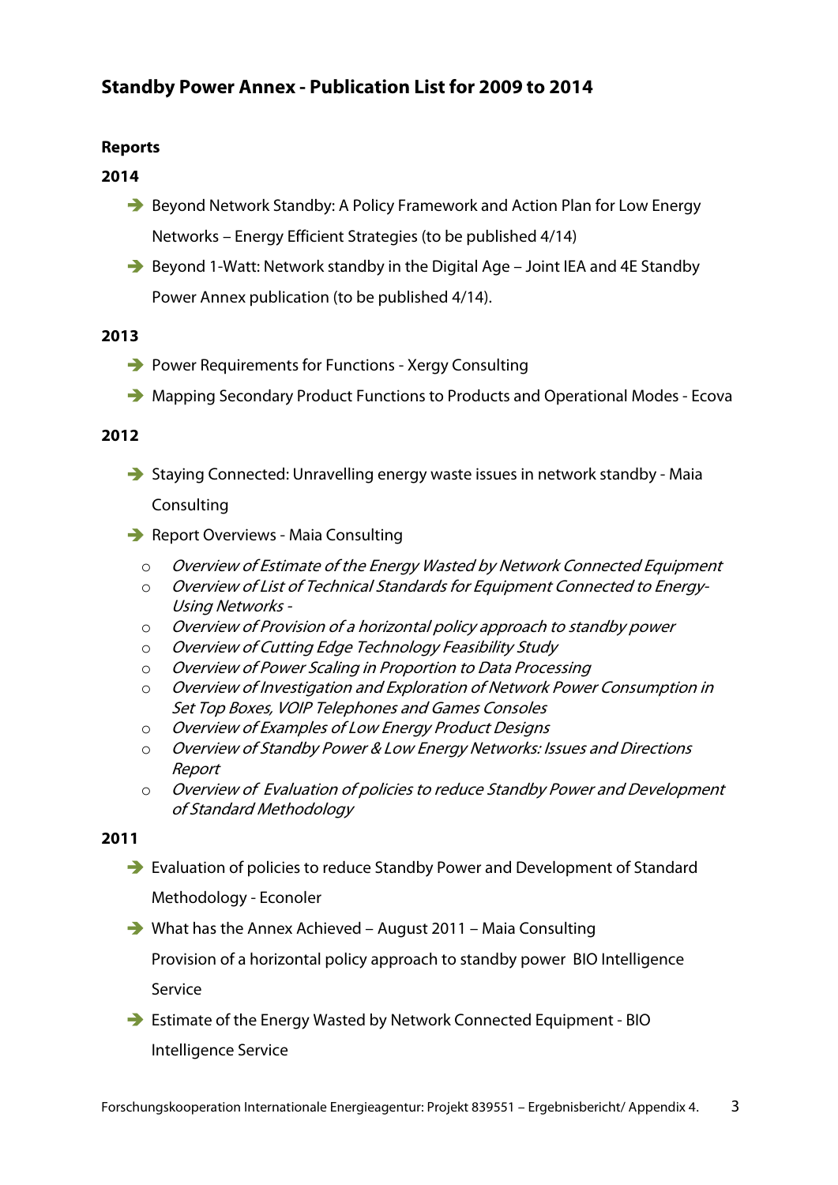## Standby Power Annex - Publication List for 2009 to 2014

**Reports**

**2014**

- Beyond Network Standby: A Policy Framework and Action Plan for Low Energy Networks – Energy Efficient Strategies (to be published 4/14)
- Beyond 1-Watt: Network standby in the Digital Age – Joint IEA and 4E Standby Power Annex publication (to be published 4/14).

**2013**

- Power Requirements for Functions - Xergy Consulting
- Mapping Secondary Product Functions to Products and Operational Modes - Ecova

**2012**

- Staying Connected: Unravelling energy waste issues in network standby - Maia Consulting
- Report Overviews - Maia Consulting
  - *Overview of Estimate of the Energy Wasted by Network Connected Equipment*
  - *Overview of List of Technical Standards for Equipment Connected to Energy-Using Networks -*
  - *Overview of Provision of a horizontal policy approach to standby power*
  - *Overview of Cutting Edge Technology Feasibility Study*
  - *Overview of Power Scaling in Proportion to Data Processing*
  - *Overview of Investigation and Exploration of Network Power Consumption in Set Top Boxes, VOIP Telephones and Games Consoles*
  - *Overview of Examples of Low Energy Product Designs*
  - *Overview of Standby Power & Low Energy Networks: Issues and Directions Report*
  - *Overview of Evaluation of policies to reduce Standby Power and Development of Standard Methodology*

**2011**

- Evaluation of policies to reduce Standby Power and Development of Standard Methodology - Econoler
- What has the Annex Achieved – August 2011 – Maia Consulting

  Provision of a horizontal policy approach to standby power BIO Intelligence Service
- Estimate of the Energy Wasted by Network Connected Equipment - BIO Intelligence Service

Forschungskooperation Internationale Energieagentur: Projekt 839551 – Ergebnisbericht/ Appendix 4.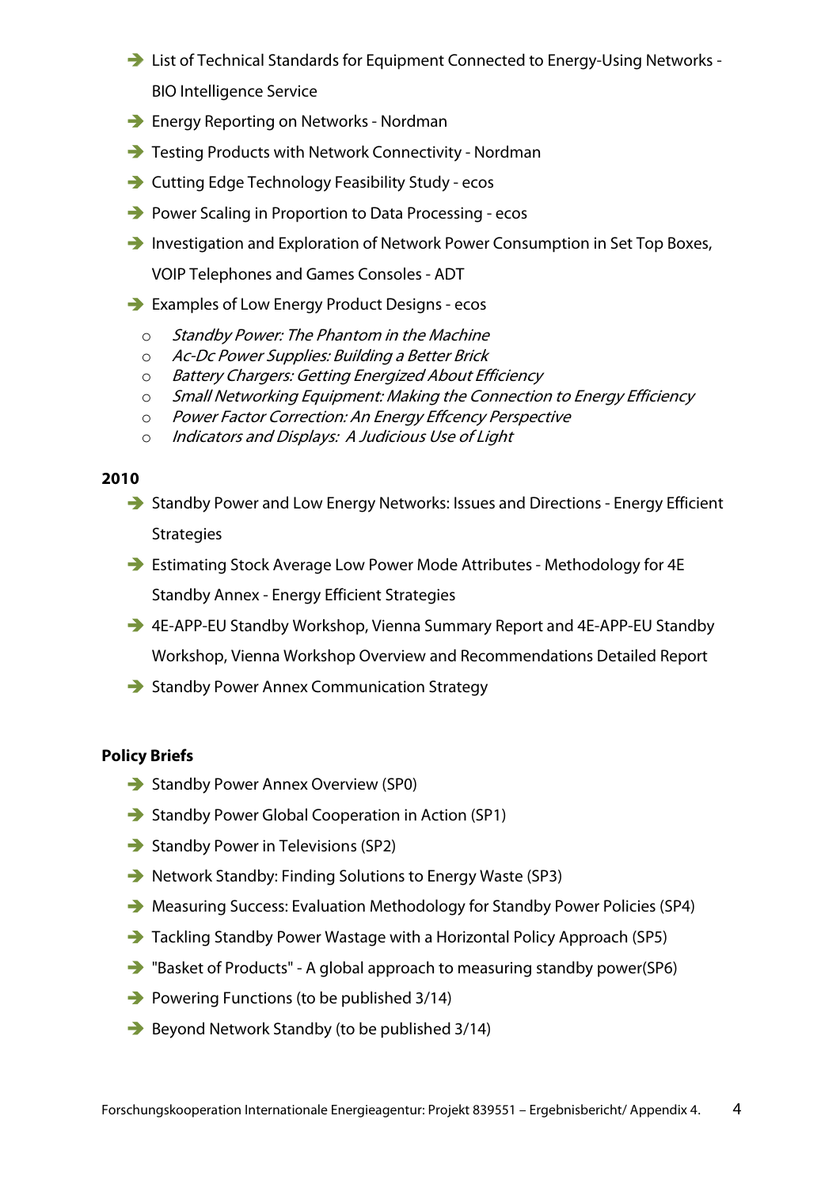- List of Technical Standards for Equipment Connected to Energy-Using Networks - BIO Intelligence Service
- Energy Reporting on Networks - Nordman
- Testing Products with Network Connectivity - Nordman
- Cutting Edge Technology Feasibility Study - ecos
- Power Scaling in Proportion to Data Processing - ecos
- Investigation and Exploration of Network Power Consumption in Set Top Boxes, VOIP Telephones and Games Consoles - ADT
- Examples of Low Energy Product Designs - ecos
  - *Standby Power: The Phantom in the Machine*
  - *Ac-Dc Power Supplies: Building a Better Brick*
  - *Battery Chargers: Getting Energized About Efficiency*
  - *Small Networking Equipment: Making the Connection to Energy Efficiency*
  - *Power Factor Correction: An Energy Effcency Perspective*
  - *Indicators and Displays:  A Judicious Use of Light*

**2010**

- Standby Power and Low Energy Networks: Issues and Directions - Energy Efficient Strategies
- Estimating Stock Average Low Power Mode Attributes - Methodology for 4E Standby Annex - Energy Efficient Strategies
- 4E-APP-EU Standby Workshop, Vienna Summary Report and 4E-APP-EU Standby Workshop, Vienna Workshop Overview and Recommendations Detailed Report
- Standby Power Annex Communication Strategy

**Policy Briefs**

- Standby Power Annex Overview (SP0)
- Standby Power Global Cooperation in Action (SP1)
- Standby Power in Televisions (SP2)
- Network Standby: Finding Solutions to Energy Waste (SP3)
- Measuring Success: Evaluation Methodology for Standby Power Policies (SP4)
- Tackling Standby Power Wastage with a Horizontal Policy Approach (SP5)
- "Basket of Products" - A global approach to measuring standby power(SP6)
- Powering Functions (to be published 3/14)
- Beyond Network Standby (to be published 3/14)